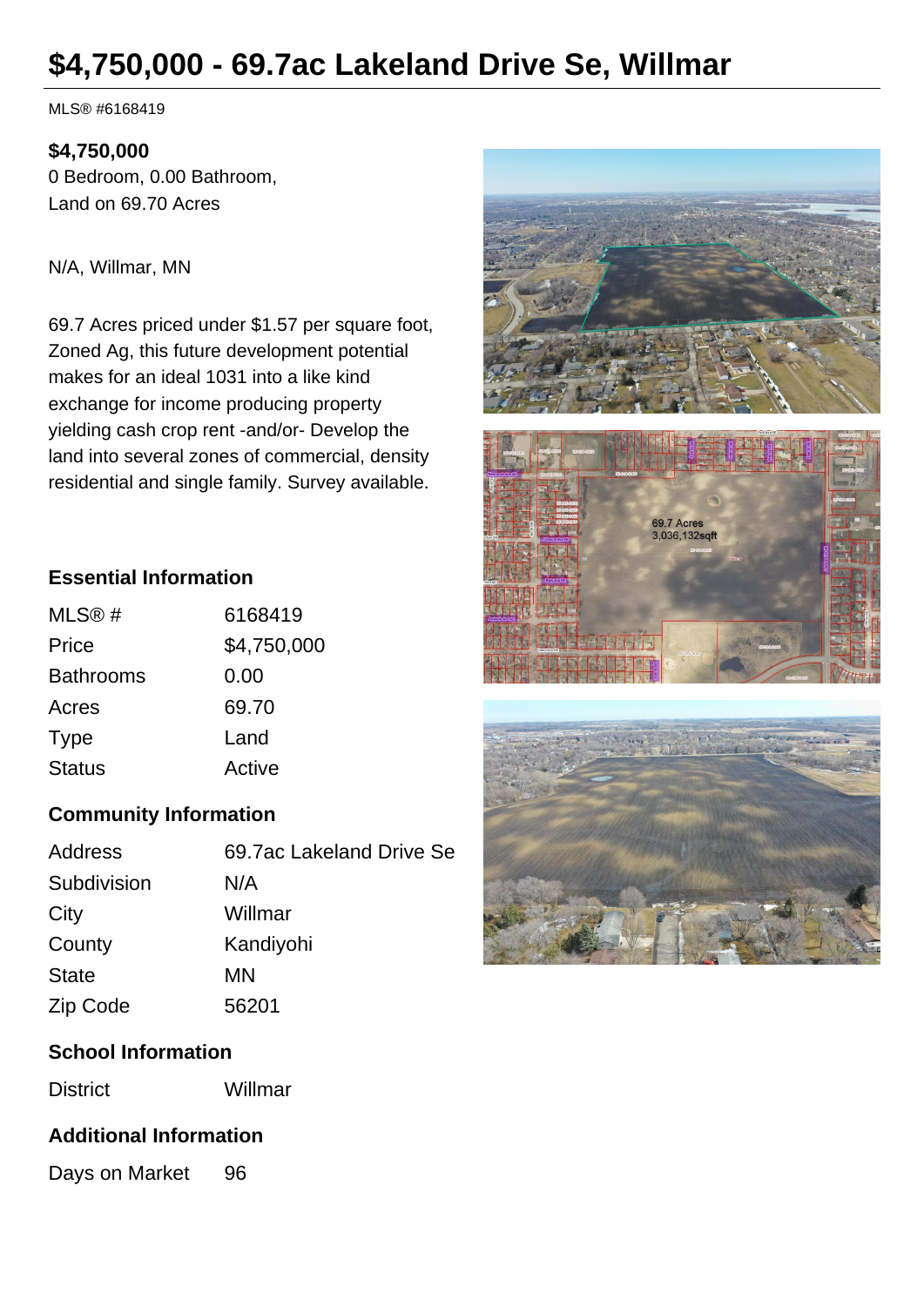# $4,750,000 - 69.7ac Lakeland Drive Se, Willmar

MLS® #6168419

**$4,750,000**
0 Bedroom, 0.00 Bathroom,
Land on 69.70 Acres

N/A, Willmar, MN

69.7 Acres priced under $1.57 per square foot, Zoned Ag, this future development potential makes for an ideal 1031 into a like kind exchange for income producing property yielding cash crop rent -and/or- Develop the land into several zones of commercial, density residential and single family. Survey available.

### Essential Information

| | |
|---|---|
| MLS® # | 6168419 |
| Price | $4,750,000 |
| Bathrooms | 0.00 |
| Acres | 69.70 |
| Type | Land |
| Status | Active |

### Community Information

| | |
|---|---|
| Address | 69.7ac Lakeland Drive Se |
| Subdivision | N/A |
| City | Willmar |
| County | Kandiyohi |
| State | MN |
| Zip Code | 56201 |

### School Information

| | |
|---|---|
| District | Willmar |

### Additional Information

| | |
|---|---|
| Days on Market | 96 |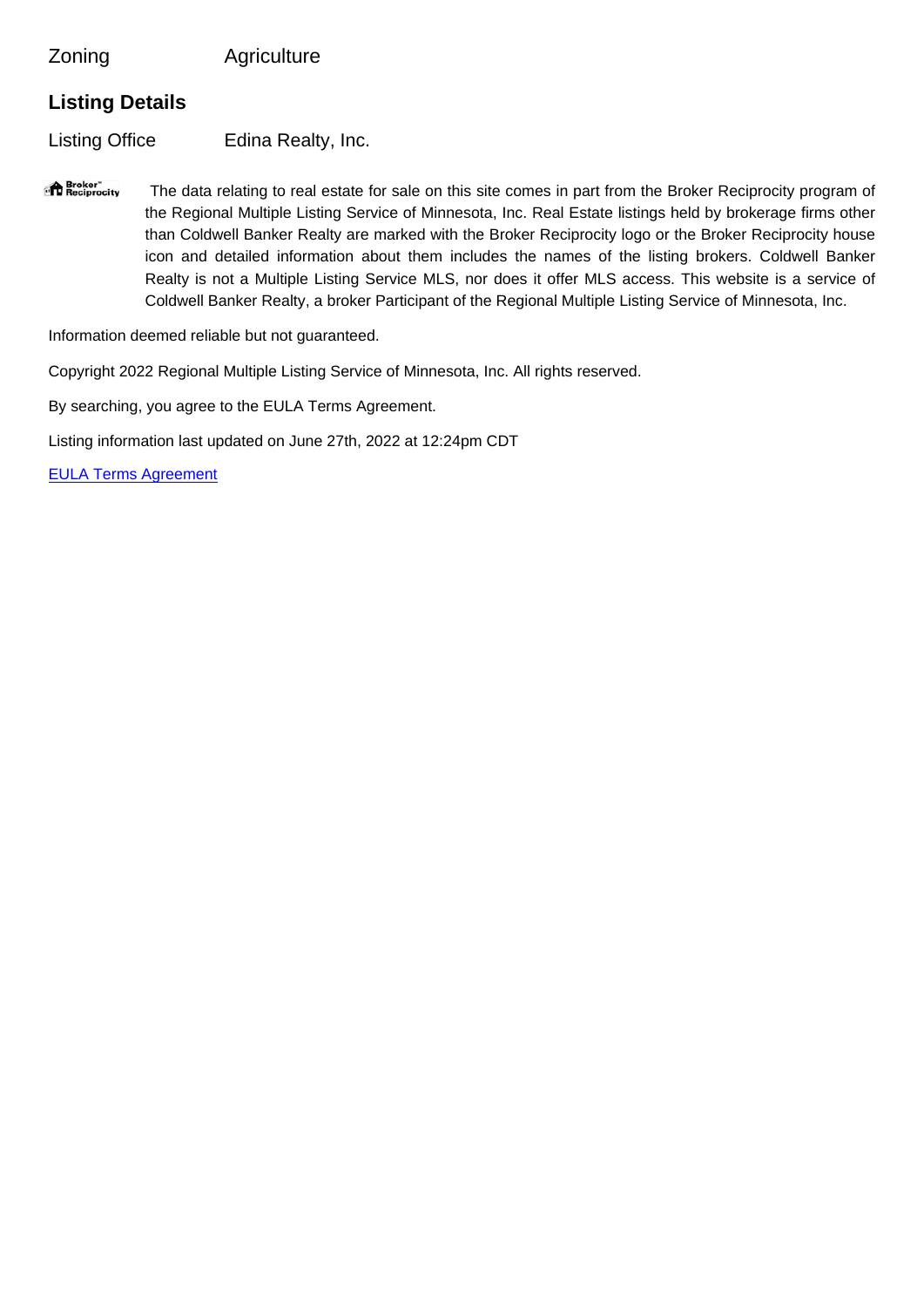| | |
|---|---|
| Zoning | Agriculture |

## Listing Details

| | |
|---|---|
| Listing Office | Edina Realty, Inc. |

The data relating to real estate for sale on this site comes in part from the Broker Reciprocity program of the Regional Multiple Listing Service of Minnesota, Inc. Real Estate listings held by brokerage firms other than Coldwell Banker Realty are marked with the Broker Reciprocity logo or the Broker Reciprocity house icon and detailed information about them includes the names of the listing brokers. Coldwell Banker Realty is not a Multiple Listing Service MLS, nor does it offer MLS access. This website is a service of Coldwell Banker Realty, a broker Participant of the Regional Multiple Listing Service of Minnesota, Inc.

Information deemed reliable but not guaranteed.

Copyright 2022 Regional Multiple Listing Service of Minnesota, Inc. All rights reserved.

By searching, you agree to the EULA Terms Agreement.

Listing information last updated on June 27th, 2022 at 12:24pm CDT

EULA Terms Agreement